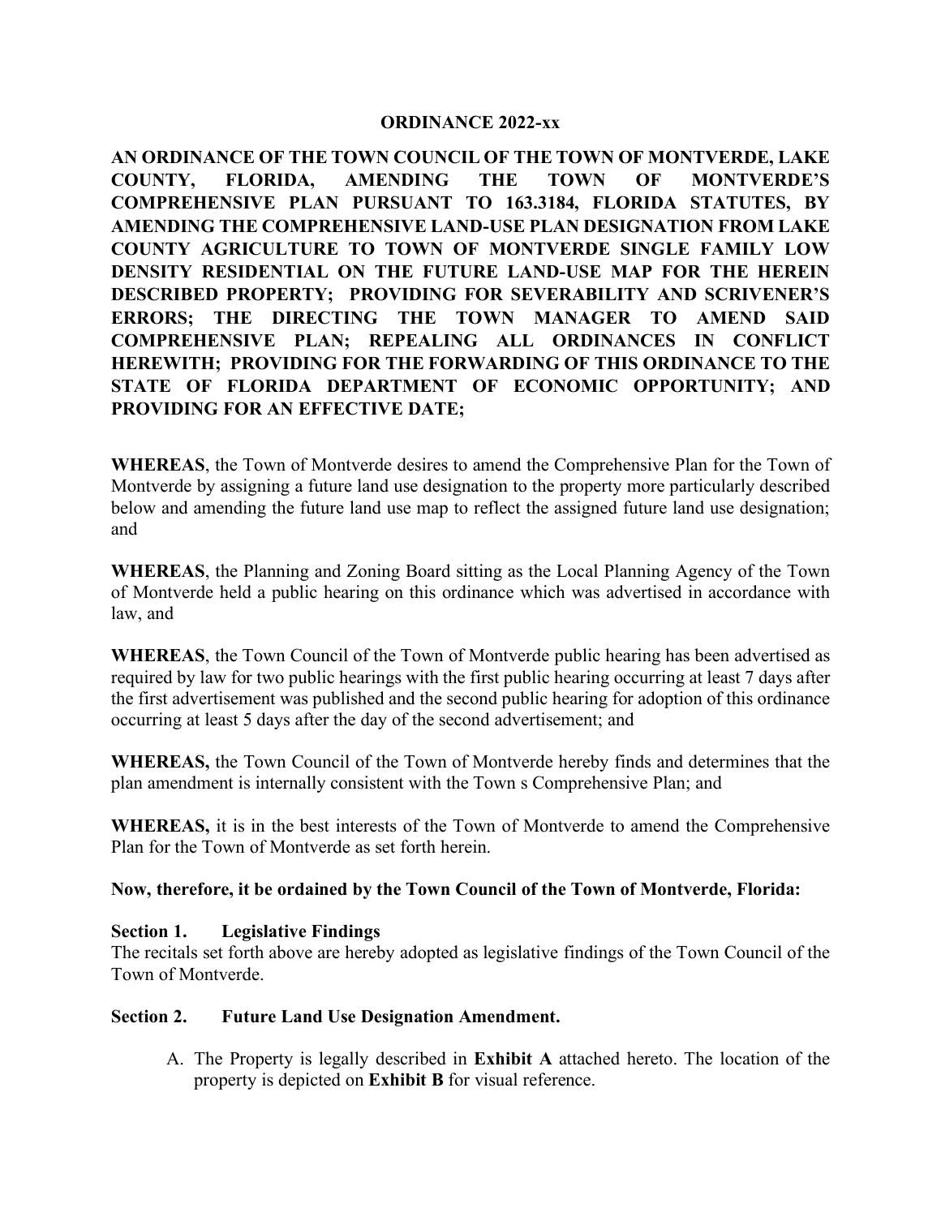# ORDINANCE 2022-xx

**AN ORDINANCE OF THE TOWN COUNCIL OF THE TOWN OF MONTVERDE, LAKE COUNTY, FLORIDA, AMENDING THE TOWN OF MONTVERDE'S COMPREHENSIVE PLAN PURSUANT TO 163.3184, FLORIDA STATUTES, BY AMENDING THE COMPREHENSIVE LAND-USE PLAN DESIGNATION FROM LAKE COUNTY AGRICULTURE TO TOWN OF MONTVERDE SINGLE FAMILY LOW DENSITY RESIDENTIAL ON THE FUTURE LAND-USE MAP FOR THE HEREIN DESCRIBED PROPERTY; PROVIDING FOR SEVERABILITY AND SCRIVENER'S ERRORS; THE DIRECTING THE TOWN MANAGER TO AMEND SAID COMPREHENSIVE PLAN; REPEALING ALL ORDINANCES IN CONFLICT HEREWITH; PROVIDING FOR THE FORWARDING OF THIS ORDINANCE TO THE STATE OF FLORIDA DEPARTMENT OF ECONOMIC OPPORTUNITY; AND PROVIDING FOR AN EFFECTIVE DATE;**

**WHEREAS**, the Town of Montverde desires to amend the Comprehensive Plan for the Town of Montverde by assigning a future land use designation to the property more particularly described below and amending the future land use map to reflect the assigned future land use designation; and

**WHEREAS**, the Planning and Zoning Board sitting as the Local Planning Agency of the Town of Montverde held a public hearing on this ordinance which was advertised in accordance with law, and

**WHEREAS**, the Town Council of the Town of Montverde public hearing has been advertised as required by law for two public hearings with the first public hearing occurring at least 7 days after the first advertisement was published and the second public hearing for adoption of this ordinance occurring at least 5 days after the day of the second advertisement; and

**WHEREAS,** the Town Council of the Town of Montverde hereby finds and determines that the plan amendment is internally consistent with the Town s Comprehensive Plan; and

**WHEREAS,** it is in the best interests of the Town of Montverde to amend the Comprehensive Plan for the Town of Montverde as set forth herein.

**Now, therefore, it be ordained by the Town Council of the Town of Montverde, Florida:**

**Section 1. Legislative Findings**

The recitals set forth above are hereby adopted as legislative findings of the Town Council of the Town of Montverde.

**Section 2. Future Land Use Designation Amendment.**

A. The Property is legally described in **Exhibit A** attached hereto. The location of the property is depicted on **Exhibit B** for visual reference.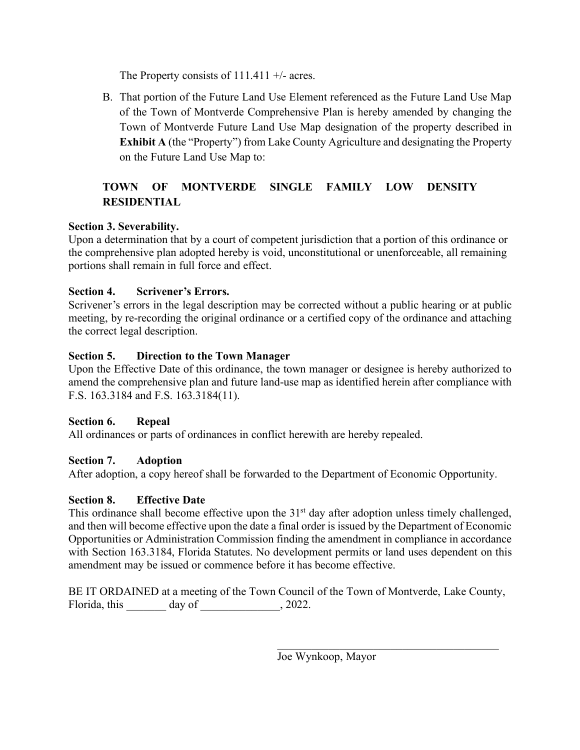The Property consists of 111.411 +/- acres.

B. That portion of the Future Land Use Element referenced as the Future Land Use Map of the Town of Montverde Comprehensive Plan is hereby amended by changing the Town of Montverde Future Land Use Map designation of the property described in **Exhibit A** (the "Property") from Lake County Agriculture and designating the Property on the Future Land Use Map to:

**TOWN OF MONTVERDE SINGLE FAMILY LOW DENSITY RESIDENTIAL**

**Section 3. Severability.**
Upon a determination that by a court of competent jurisdiction that a portion of this ordinance or the comprehensive plan adopted hereby is void, unconstitutional or unenforceable, all remaining portions shall remain in full force and effect.

**Section 4. Scrivener's Errors.**
Scrivener's errors in the legal description may be corrected without a public hearing or at public meeting, by re-recording the original ordinance or a certified copy of the ordinance and attaching the correct legal description.

**Section 5. Direction to the Town Manager**
Upon the Effective Date of this ordinance, the town manager or designee is hereby authorized to amend the comprehensive plan and future land-use map as identified herein after compliance with F.S. 163.3184 and F.S. 163.3184(11).

**Section 6. Repeal**
All ordinances or parts of ordinances in conflict herewith are hereby repealed.

**Section 7. Adoption**
After adoption, a copy hereof shall be forwarded to the Department of Economic Opportunity.

**Section 8. Effective Date**
This ordinance shall become effective upon the 31st day after adoption unless timely challenged, and then will become effective upon the date a final order is issued by the Department of Economic Opportunities or Administration Commission finding the amendment in compliance in accordance with Section 163.3184, Florida Statutes. No development permits or land uses dependent on this amendment may be issued or commence before it has become effective.

BE IT ORDAINED at a meeting of the Town Council of the Town of Montverde, Lake County, Florida, this _______ day of ______________, 2022.

_______________________________________
Joe Wynkoop, Mayor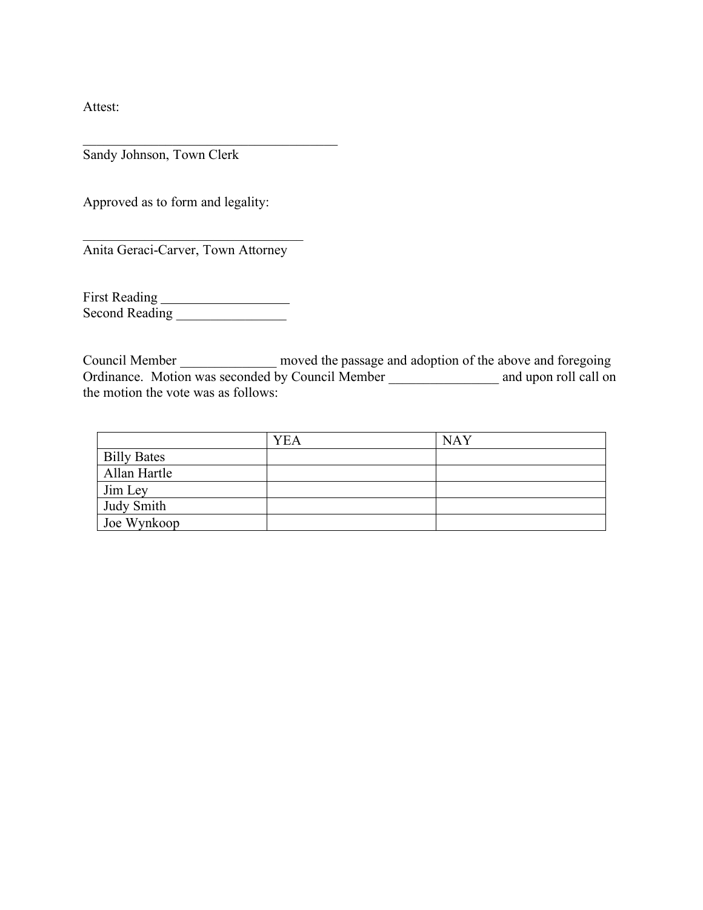Attest:

\_\_\_\_\_\_\_\_\_\_\_\_\_\_\_\_\_\_\_\_\_\_\_\_\_\_\_\_\_\_\_\_\_\_\_\_\_\_\_
Sandy Johnson, Town Clerk

Approved as to form and legality:

\_\_\_\_\_\_\_\_\_\_\_\_\_\_\_\_\_\_\_\_\_\_\_\_\_\_\_\_\_\_\_\_\_\_
Anita Geraci-Carver, Town Attorney

First Reading \_\_\_\_\_\_\_\_\_\_\_\_\_\_\_\_\_\_\_
Second Reading \_\_\_\_\_\_\_\_\_\_\_\_\_\_\_\_

Council Member \_\_\_\_\_\_\_\_\_\_\_\_\_\_ moved the passage and adoption of the above and foregoing Ordinance. Motion was seconded by Council Member \_\_\_\_\_\_\_\_\_\_\_\_\_\_\_\_ and upon roll call on the motion the vote was as follows:

| | YEA | NAY |
|---|---|---|
| Billy Bates | | |
| Allan Hartle | | |
| Jim Ley | | |
| Judy Smith | | |
| Joe Wynkoop | | |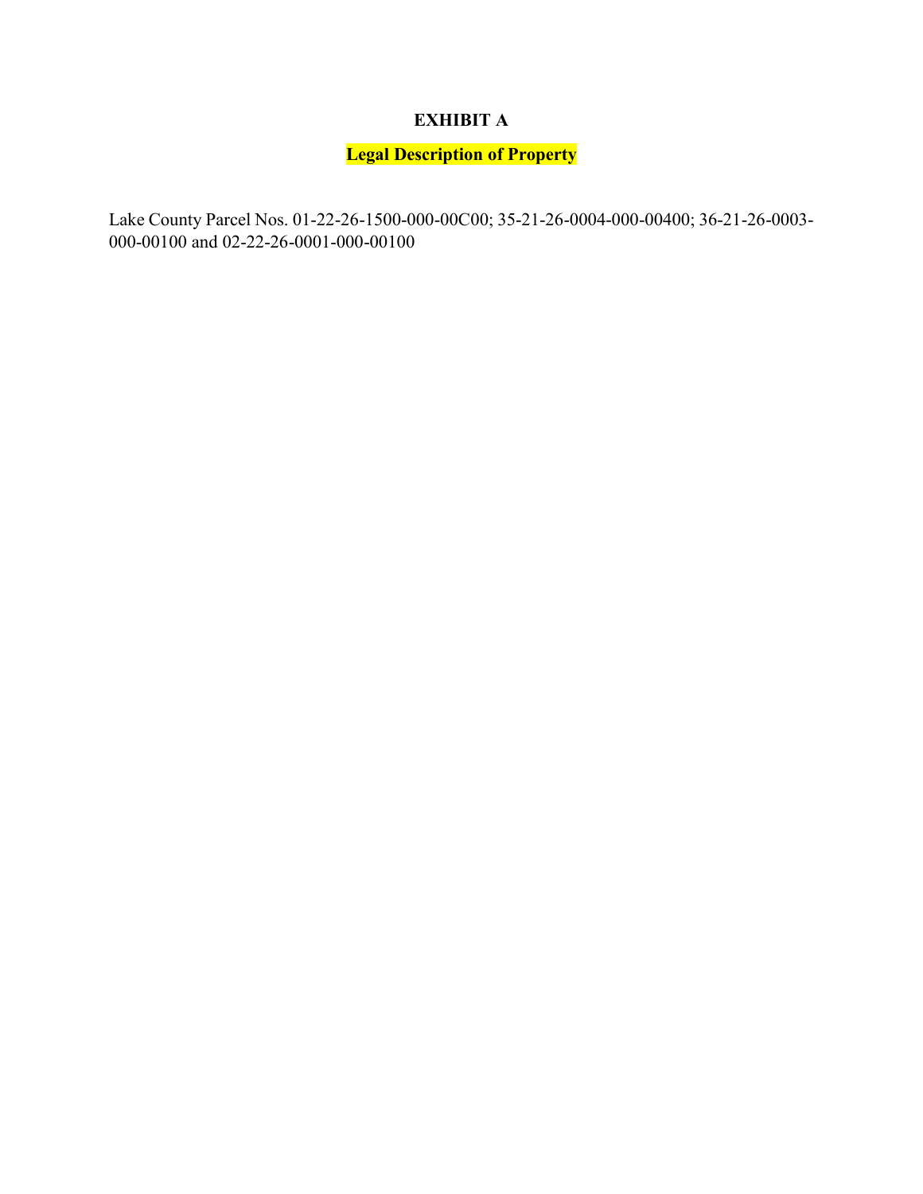# EXHIBIT A

## Legal Description of Property

Lake County Parcel Nos. 01-22-26-1500-000-00C00; 35-21-26-0004-000-00400; 36-21-26-0003-000-00100 and 02-22-26-0001-000-00100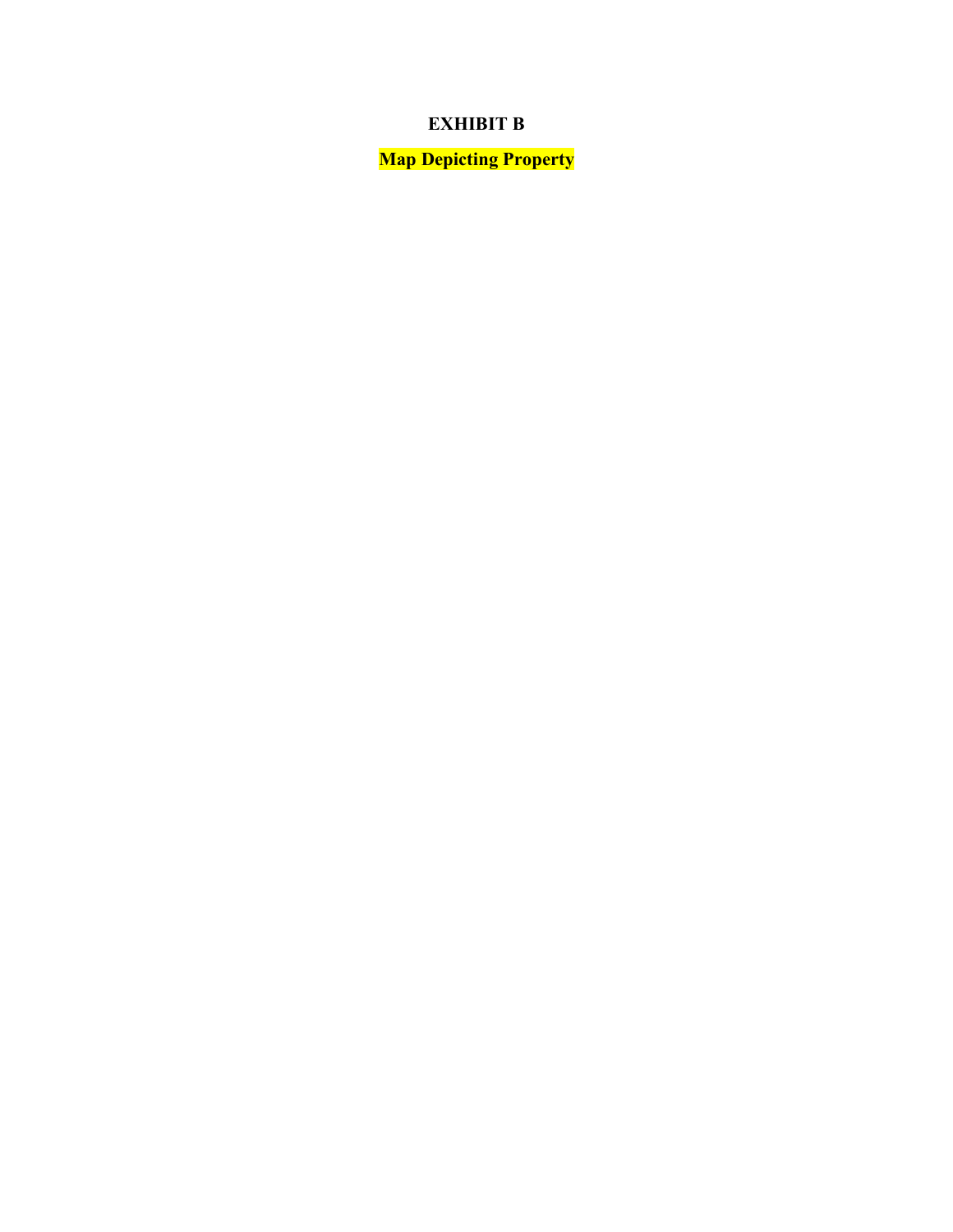# EXHIBIT B

## Map Depicting Property